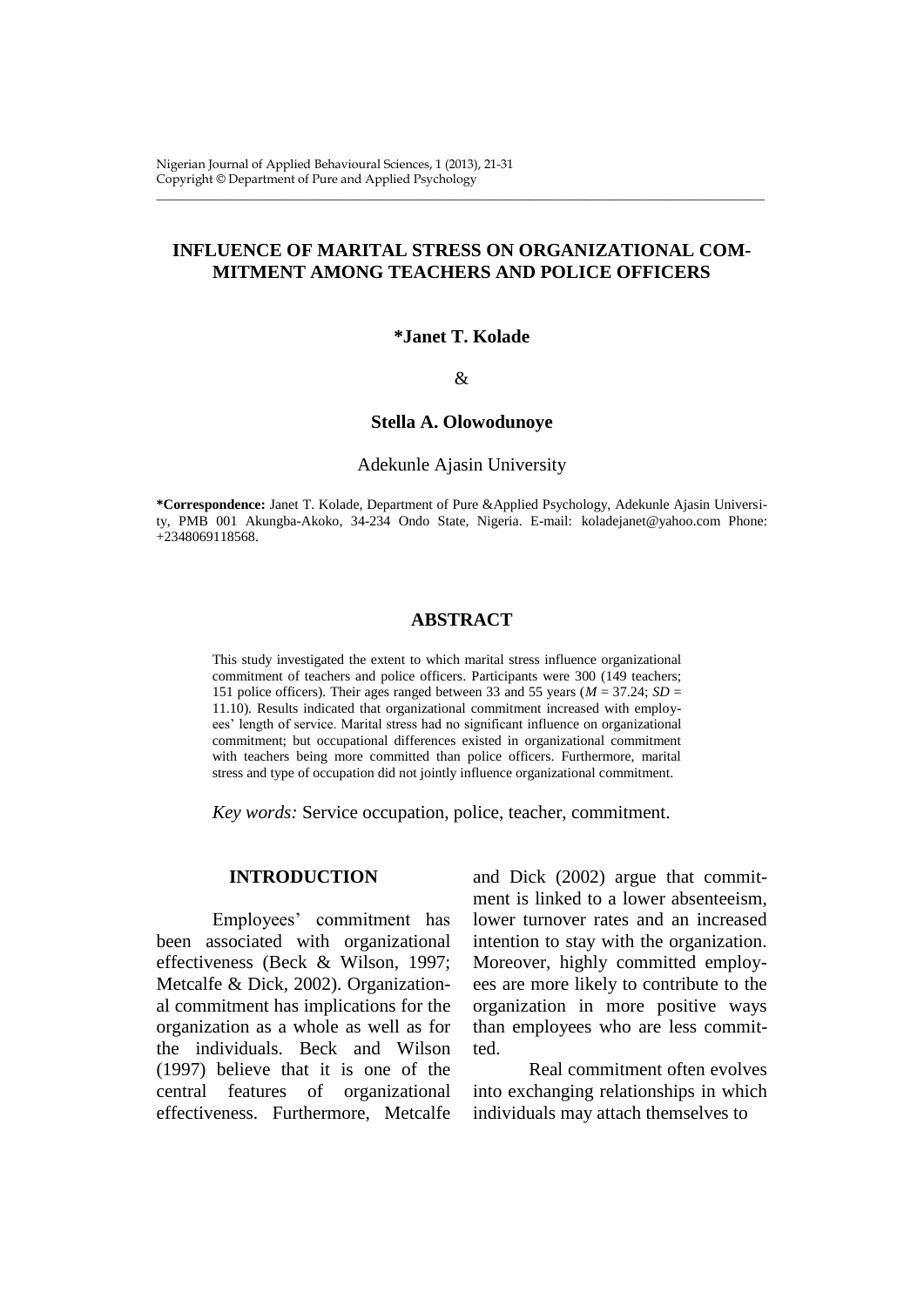# INFLUENCE OF MARITAL STRESS ON ORGANIZATIONAL COMMITMENT AMONG TEACHERS AND POLICE OFFICERS

**\*Janet T. Kolade**

&

**Stella A. Olowodunoye**

Adekunle Ajasin University

**\*Correspondence:** Janet T. Kolade, Department of Pure &Applied Psychology, Adekunle Ajasin University, PMB 001 Akungba-Akoko, 34-234 Ondo State, Nigeria. E-mail: koladejanet@yahoo.com Phone: +2348069118568.

## ABSTRACT

This study investigated the extent to which marital stress influence organizational commitment of teachers and police officers. Participants were 300 (149 teachers; 151 police officers). Their ages ranged between 33 and 55 years ($M$ = 37.24; $SD$ = 11.10). Results indicated that organizational commitment increased with employees' length of service. Marital stress had no significant influence on organizational commitment; but occupational differences existed in organizational commitment with teachers being more committed than police officers. Furthermore, marital stress and type of occupation did not jointly influence organizational commitment.

*Key words:* Service occupation, police, teacher, commitment.

## INTRODUCTION

Employees' commitment has been associated with organizational effectiveness (Beck & Wilson, 1997; Metcalfe & Dick, 2002). Organizational commitment has implications for the organization as a whole as well as for the individuals. Beck and Wilson (1997) believe that it is one of the central features of organizational effectiveness. Furthermore, Metcalfe and Dick (2002) argue that commitment is linked to a lower absenteeism, lower turnover rates and an increased intention to stay with the organization. Moreover, highly committed employees are more likely to contribute to the organization in more positive ways than employees who are less committed.

Real commitment often evolves into exchanging relationships in which individuals may attach themselves to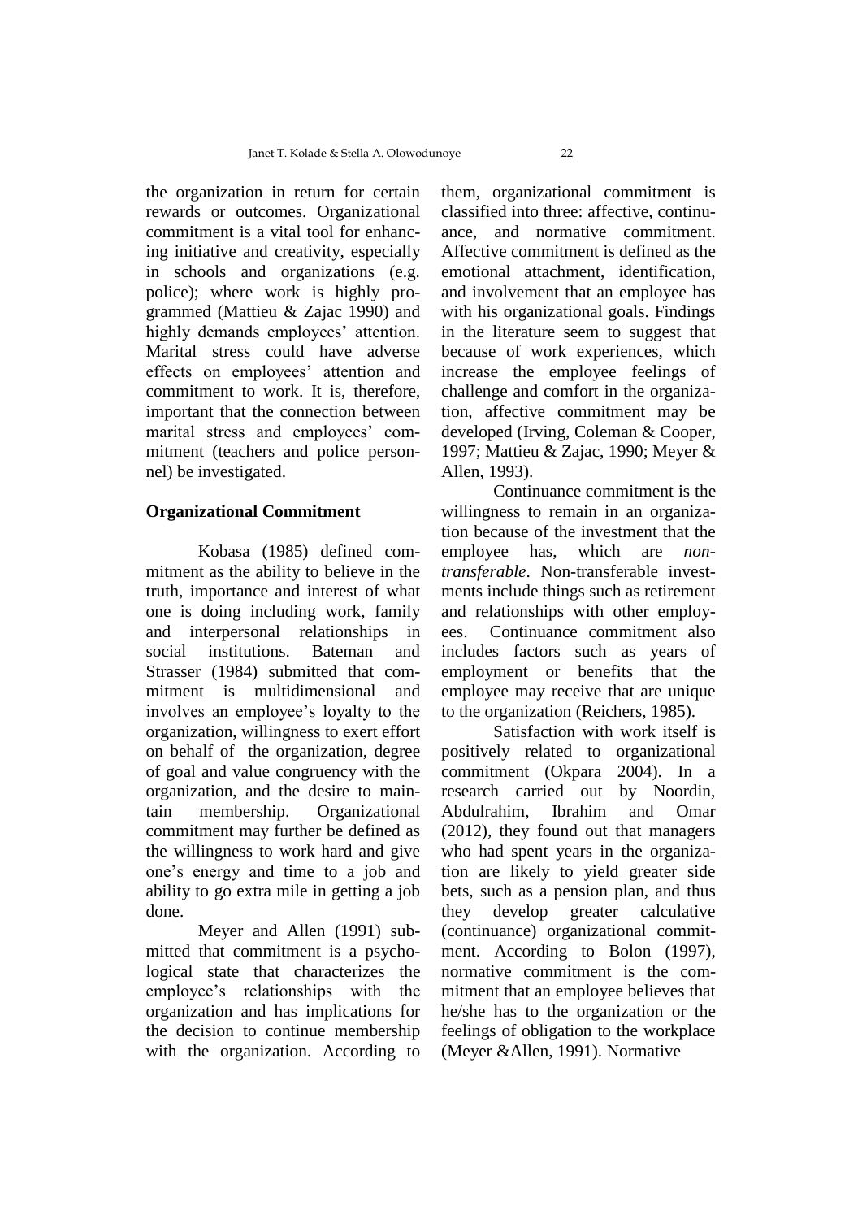the organization in return for certain rewards or outcomes. Organizational commitment is a vital tool for enhancing initiative and creativity, especially in schools and organizations (e.g. police); where work is highly programmed (Mattieu & Zajac 1990) and highly demands employees' attention. Marital stress could have adverse effects on employees' attention and commitment to work. It is, therefore, important that the connection between marital stress and employees' commitment (teachers and police personnel) be investigated.

## Organizational Commitment

Kobasa (1985) defined commitment as the ability to believe in the truth, importance and interest of what one is doing including work, family and interpersonal relationships in social institutions. Bateman and Strasser (1984) submitted that commitment is multidimensional and involves an employee's loyalty to the organization, willingness to exert effort on behalf of the organization, degree of goal and value congruency with the organization, and the desire to maintain membership. Organizational commitment may further be defined as the willingness to work hard and give one's energy and time to a job and ability to go extra mile in getting a job done.

Meyer and Allen (1991) submitted that commitment is a psychological state that characterizes the employee's relationships with the organization and has implications for the decision to continue membership with the organization. According to them, organizational commitment is classified into three: affective, continuance, and normative commitment. Affective commitment is defined as the emotional attachment, identification, and involvement that an employee has with his organizational goals. Findings in the literature seem to suggest that because of work experiences, which increase the employee feelings of challenge and comfort in the organization, affective commitment may be developed (Irving, Coleman & Cooper, 1997; Mattieu & Zajac, 1990; Meyer & Allen, 1993).

Continuance commitment is the willingness to remain in an organization because of the investment that the employee has, which are *non-transferable*. Non-transferable investments include things such as retirement and relationships with other employees. Continuance commitment also includes factors such as years of employment or benefits that the employee may receive that are unique to the organization (Reichers, 1985).

Satisfaction with work itself is positively related to organizational commitment (Okpara 2004). In a research carried out by Noordin, Abdulrahim, Ibrahim and Omar (2012), they found out that managers who had spent years in the organization are likely to yield greater side bets, such as a pension plan, and thus they develop greater calculative (continuance) organizational commitment. According to Bolon (1997), normative commitment is the commitment that an employee believes that he/she has to the organization or the feelings of obligation to the workplace (Meyer &Allen, 1991). Normative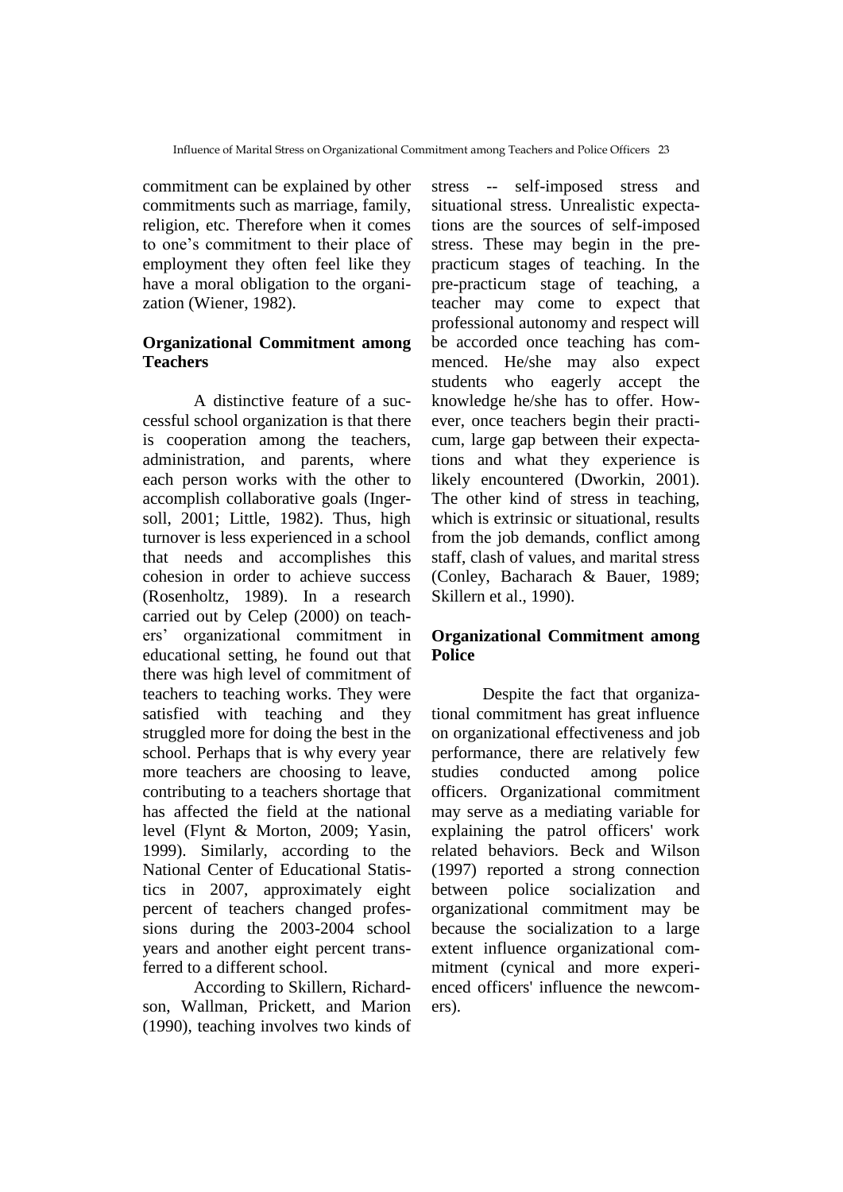commitment can be explained by other commitments such as marriage, family, religion, etc. Therefore when it comes to one's commitment to their place of employment they often feel like they have a moral obligation to the organization (Wiener, 1982).

## Organizational Commitment among Teachers

A distinctive feature of a successful school organization is that there is cooperation among the teachers, administration, and parents, where each person works with the other to accomplish collaborative goals (Ingersoll, 2001; Little, 1982). Thus, high turnover is less experienced in a school that needs and accomplishes this cohesion in order to achieve success (Rosenholtz, 1989). In a research carried out by Celep (2000) on teachers' organizational commitment in educational setting, he found out that there was high level of commitment of teachers to teaching works. They were satisfied with teaching and they struggled more for doing the best in the school. Perhaps that is why every year more teachers are choosing to leave, contributing to a teachers shortage that has affected the field at the national level (Flynt & Morton, 2009; Yasin, 1999). Similarly, according to the National Center of Educational Statistics in 2007, approximately eight percent of teachers changed professions during the 2003-2004 school years and another eight percent transferred to a different school.

According to Skillern, Richardson, Wallman, Prickett, and Marion (1990), teaching involves two kinds of stress -- self-imposed stress and situational stress. Unrealistic expectations are the sources of self-imposed stress. These may begin in the pre-practicum stages of teaching. In the pre-practicum stage of teaching, a teacher may come to expect that professional autonomy and respect will be accorded once teaching has commenced. He/she may also expect students who eagerly accept the knowledge he/she has to offer. However, once teachers begin their practicum, large gap between their expectations and what they experience is likely encountered (Dworkin, 2001). The other kind of stress in teaching, which is extrinsic or situational, results from the job demands, conflict among staff, clash of values, and marital stress (Conley, Bacharach & Bauer, 1989; Skillern et al., 1990).

## Organizational Commitment among Police

Despite the fact that organizational commitment has great influence on organizational effectiveness and job performance, there are relatively few studies conducted among police officers. Organizational commitment may serve as a mediating variable for explaining the patrol officers' work related behaviors. Beck and Wilson (1997) reported a strong connection between police socialization and organizational commitment may be because the socialization to a large extent influence organizational commitment (cynical and more experienced officers' influence the newcomers).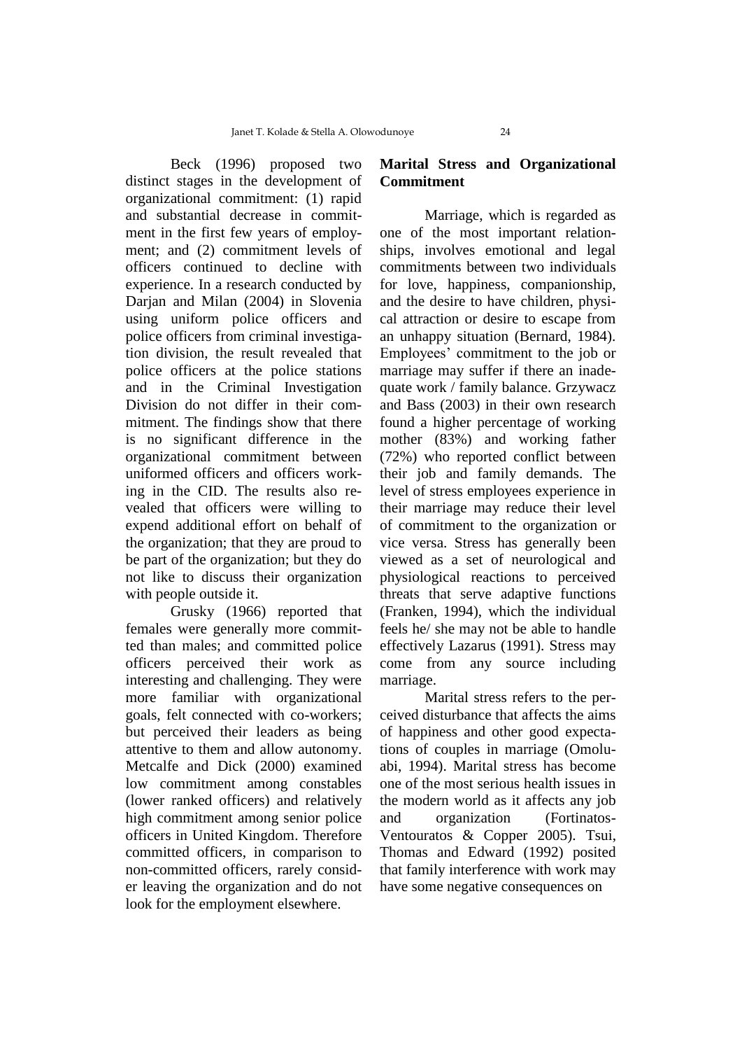Beck (1996) proposed two distinct stages in the development of organizational commitment: (1) rapid and substantial decrease in commitment in the first few years of employment; and (2) commitment levels of officers continued to decline with experience. In a research conducted by Darjan and Milan (2004) in Slovenia using uniform police officers and police officers from criminal investigation division, the result revealed that police officers at the police stations and in the Criminal Investigation Division do not differ in their commitment. The findings show that there is no significant difference in the organizational commitment between uniformed officers and officers working in the CID. The results also revealed that officers were willing to expend additional effort on behalf of the organization; that they are proud to be part of the organization; but they do not like to discuss their organization with people outside it.

Grusky (1966) reported that females were generally more committed than males; and committed police officers perceived their work as interesting and challenging. They were more familiar with organizational goals, felt connected with co-workers; but perceived their leaders as being attentive to them and allow autonomy. Metcalfe and Dick (2000) examined low commitment among constables (lower ranked officers) and relatively high commitment among senior police officers in United Kingdom. Therefore committed officers, in comparison to non-committed officers, rarely consider leaving the organization and do not look for the employment elsewhere.

## Marital Stress and Organizational Commitment

Marriage, which is regarded as one of the most important relationships, involves emotional and legal commitments between two individuals for love, happiness, companionship, and the desire to have children, physical attraction or desire to escape from an unhappy situation (Bernard, 1984). Employees' commitment to the job or marriage may suffer if there an inadequate work / family balance. Grzywacz and Bass (2003) in their own research found a higher percentage of working mother (83%) and working father (72%) who reported conflict between their job and family demands. The level of stress employees experience in their marriage may reduce their level of commitment to the organization or vice versa. Stress has generally been viewed as a set of neurological and physiological reactions to perceived threats that serve adaptive functions (Franken, 1994), which the individual feels he/ she may not be able to handle effectively Lazarus (1991). Stress may come from any source including marriage.

Marital stress refers to the perceived disturbance that affects the aims of happiness and other good expectations of couples in marriage (Omoluabi, 1994). Marital stress has become one of the most serious health issues in the modern world as it affects any job and organization (Fortinatos-Ventouratos & Copper 2005). Tsui, Thomas and Edward (1992) posited that family interference with work may have some negative consequences on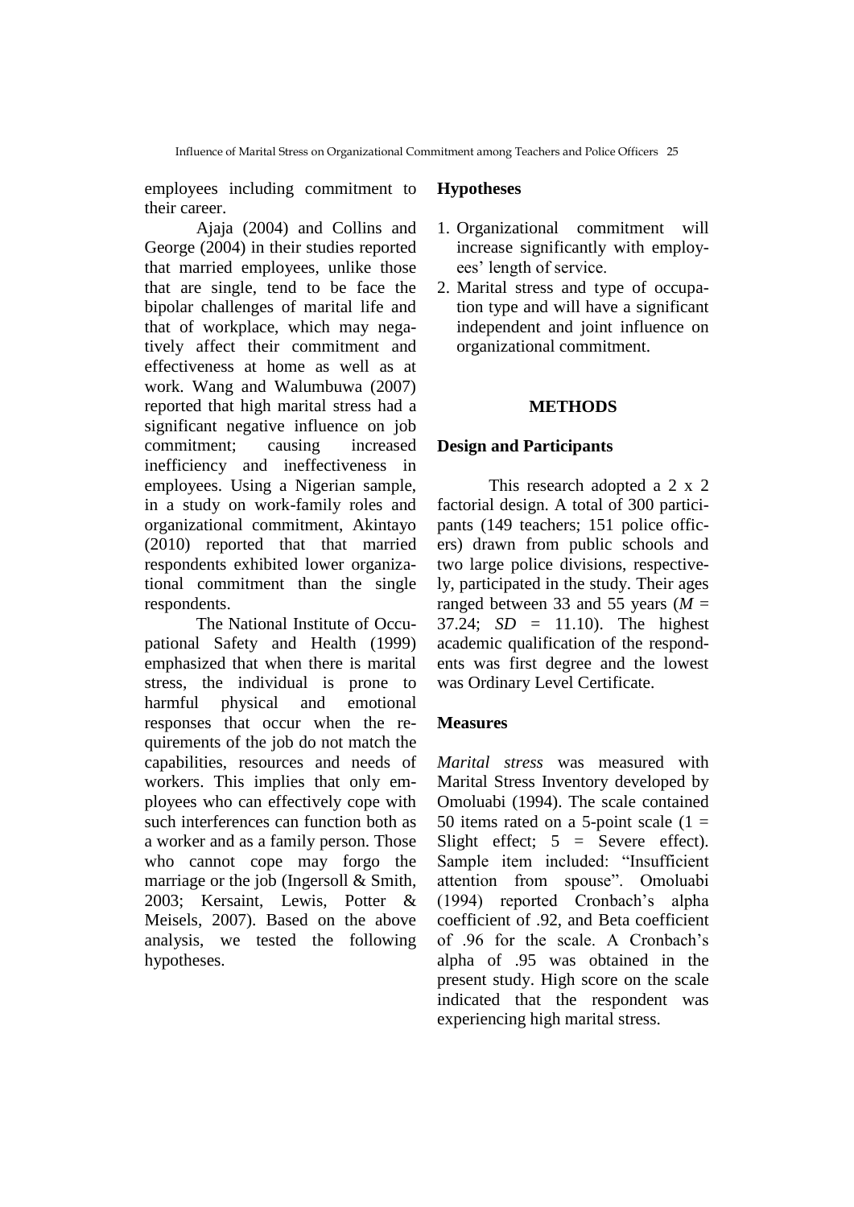employees including commitment to their career.

Ajaja (2004) and Collins and George (2004) in their studies reported that married employees, unlike those that are single, tend to be face the bipolar challenges of marital life and that of workplace, which may negatively affect their commitment and effectiveness at home as well as at work. Wang and Walumbuwa (2007) reported that high marital stress had a significant negative influence on job commitment; causing increased inefficiency and ineffectiveness in employees. Using a Nigerian sample, in a study on work-family roles and organizational commitment, Akintayo (2010) reported that that married respondents exhibited lower organizational commitment than the single respondents.

The National Institute of Occupational Safety and Health (1999) emphasized that when there is marital stress, the individual is prone to harmful physical and emotional responses that occur when the requirements of the job do not match the capabilities, resources and needs of workers. This implies that only employees who can effectively cope with such interferences can function both as a worker and as a family person. Those who cannot cope may forgo the marriage or the job (Ingersoll & Smith, 2003; Kersaint, Lewis, Potter & Meisels, 2007). Based on the above analysis, we tested the following hypotheses.

## Hypotheses

1. Organizational commitment will increase significantly with employees' length of service.
2. Marital stress and type of occupation type and will have a significant independent and joint influence on organizational commitment.

## METHODS

### Design and Participants

This research adopted a 2 x 2 factorial design. A total of 300 participants (149 teachers; 151 police officers) drawn from public schools and two large police divisions, respectively, participated in the study. Their ages ranged between 33 and 55 years ($M$ = 37.24; $SD$ = 11.10). The highest academic qualification of the respondents was first degree and the lowest was Ordinary Level Certificate.

### Measures

*Marital stress* was measured with Marital Stress Inventory developed by Omoluabi (1994). The scale contained 50 items rated on a 5-point scale (1 = Slight effect; 5 = Severe effect). Sample item included: "Insufficient attention from spouse". Omoluabi (1994) reported Cronbach's alpha coefficient of .92, and Beta coefficient of .96 for the scale. A Cronbach's alpha of .95 was obtained in the present study. High score on the scale indicated that the respondent was experiencing high marital stress.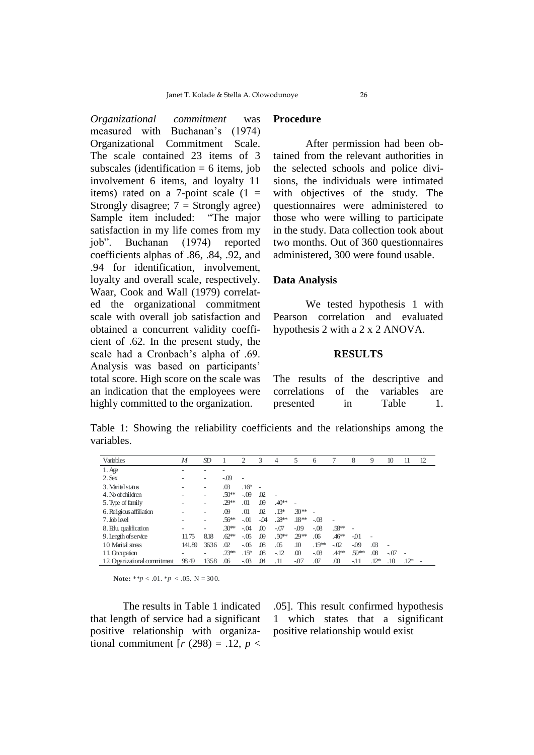*Organizational commitment* was measured with Buchanan's (1974) Organizational Commitment Scale. The scale contained 23 items of 3 subscales (identification = 6 items, job involvement 6 items, and loyalty 11 items) rated on a 7-point scale (1 = Strongly disagree; 7 = Strongly agree) Sample item included: "The major satisfaction in my life comes from my job". Buchanan (1974) reported coefficients alphas of .86, .84, .92, and .94 for identification, involvement, loyalty and overall scale, respectively. Waar, Cook and Wall (1979) correlated the organizational commitment scale with overall job satisfaction and obtained a concurrent validity coefficient of .62. In the present study, the scale had a Cronbach's alpha of .69. Analysis was based on participants' total score. High score on the scale was an indication that the employees were highly committed to the organization.

## Procedure

After permission had been obtained from the relevant authorities in the selected schools and police divisions, the individuals were intimated with objectives of the study. The questionnaires were administered to those who were willing to participate in the study. Data collection took about two months. Out of 360 questionnaires administered, 300 were found usable.

## Data Analysis

We tested hypothesis 1 with Pearson correlation and evaluated hypothesis 2 with a 2 x 2 ANOVA.

## RESULTS

The results of the descriptive and correlations of the variables are presented in Table 1.

Table 1: Showing the reliability coefficients and the relationships among the variables.

| Variables | *M* | *SD* | 1 | 2 | 3 | 4 | 5 | 6 | 7 | 8 | 9 | 10 | 11 | 12 |
|---|---|---|---|---|---|---|---|---|---|---|---|---|---|---|
| 1. Age | - | - | - | | | | | | | | | | | |
| 2. Sex | - | - | -.09 | - | | | | | | | | | | |
| 3. Marital status | - | - | .03 | .16* | - | | | | | | | | | |
| 4. No of children | - | - | .50** | -.09 | .02 | - | | | | | | | | |
| 5. Type of family | - | - | .29** | .01 | .09 | .40** | - | | | | | | | |
| 6. Religious affiliation | - | - | .09 | .01 | .02 | .13* | .30** | - | | | | | | |
| 7. Job level | - | - | .56** | -.01 | -.04 | .28** | .18** | -.03 | - | | | | | |
| 8. Edu. qualification | - | - | .30** | -.04 | .00 | -.07 | -.09 | -.08 | .58** | - | | | | |
| 9. Length of service | 11.75 | 8.18 | .62** | -.05 | .09 | .50** | .29** | .06 | .46** | -.01 | - | | | |
| 10. Marital stress | 141.89 | 36.36 | .02 | -.06 | .08 | .05 | .10 | .15** | -.02 | -.09 | .03 | - | | |
| 11. Occupation | - | - | .23** | .15* | .08 | -.12 | .00 | -.03 | .44** | .59** | .08 | -.07 | - | |
| 12. Organizational commitment | 98.49 | 13.58 | .06 | -.03 | .04 | .11 | -.07 | .07 | .00 | -.11 | .12* | .10 | .12* | - |

**Note:** $**p < .01$. $*p < .05$. N = 300.

The results in Table 1 indicated that length of service had a significant positive relationship with organizational commitment [$r\ (298) = .12$, $p < .05$]. This result confirmed hypothesis 1 which states that a significant positive relationship would exist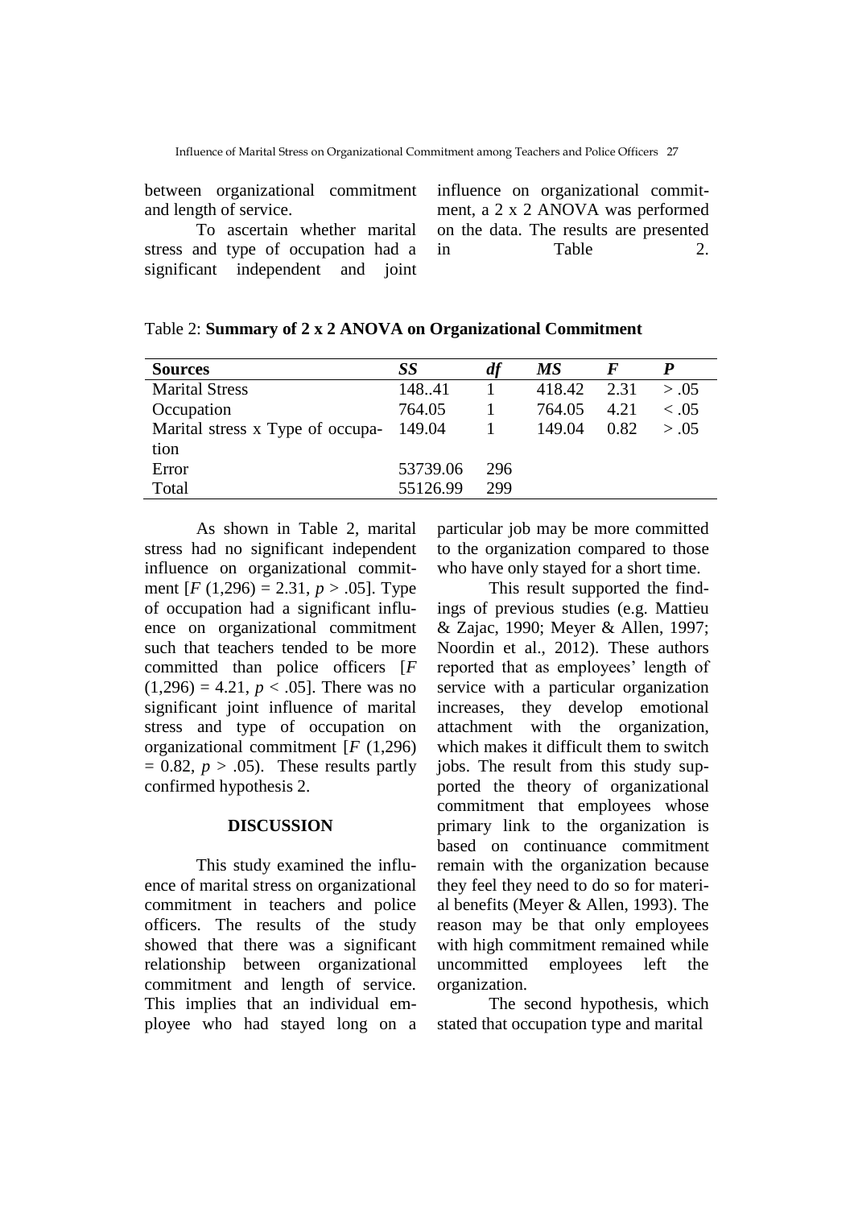between organizational commitment and length of service.

To ascertain whether marital stress and type of occupation had a significant independent and joint influence on organizational commitment, a 2 x 2 ANOVA was performed on the data. The results are presented in Table 2.

Table 2: **Summary of 2 x 2 ANOVA on Organizational Commitment**

| Sources | *SS* | *df* | *MS* | *F* | *P* |
|---|---|---|---|---|---|
| Marital Stress | 148..41 | 1 | 418.42 | 2.31 | > .05 |
| Occupation | 764.05 | 1 | 764.05 | 4.21 | < .05 |
| Marital stress x Type of occupation | 149.04 | 1 | 149.04 | 0.82 | > .05 |
| Error | 53739.06 | 296 | | | |
| Total | 55126.99 | 299 | | | |

As shown in Table 2, marital stress had no significant independent influence on organizational commitment [$F$ (1,296) = 2.31, $p > .05$]. Type of occupation had a significant influence on organizational commitment such that teachers tended to be more committed than police officers [$F$ (1,296) = 4.21, $p < .05$]. There was no significant joint influence of marital stress and type of occupation on organizational commitment [$F$ (1,296) = 0.82, $p > .05$). These results partly confirmed hypothesis 2.

## DISCUSSION

This study examined the influence of marital stress on organizational commitment in teachers and police officers. The results of the study showed that there was a significant relationship between organizational commitment and length of service. This implies that an individual employee who had stayed long on a particular job may be more committed to the organization compared to those who have only stayed for a short time.

This result supported the findings of previous studies (e.g. Mattieu & Zajac, 1990; Meyer & Allen, 1997; Noordin et al., 2012). These authors reported that as employees' length of service with a particular organization increases, they develop emotional attachment with the organization, which makes it difficult them to switch jobs. The result from this study supported the theory of organizational commitment that employees whose primary link to the organization is based on continuance commitment remain with the organization because they feel they need to do so for material benefits (Meyer & Allen, 1993). The reason may be that only employees with high commitment remained while uncommitted employees left the organization.

The second hypothesis, which stated that occupation type and marital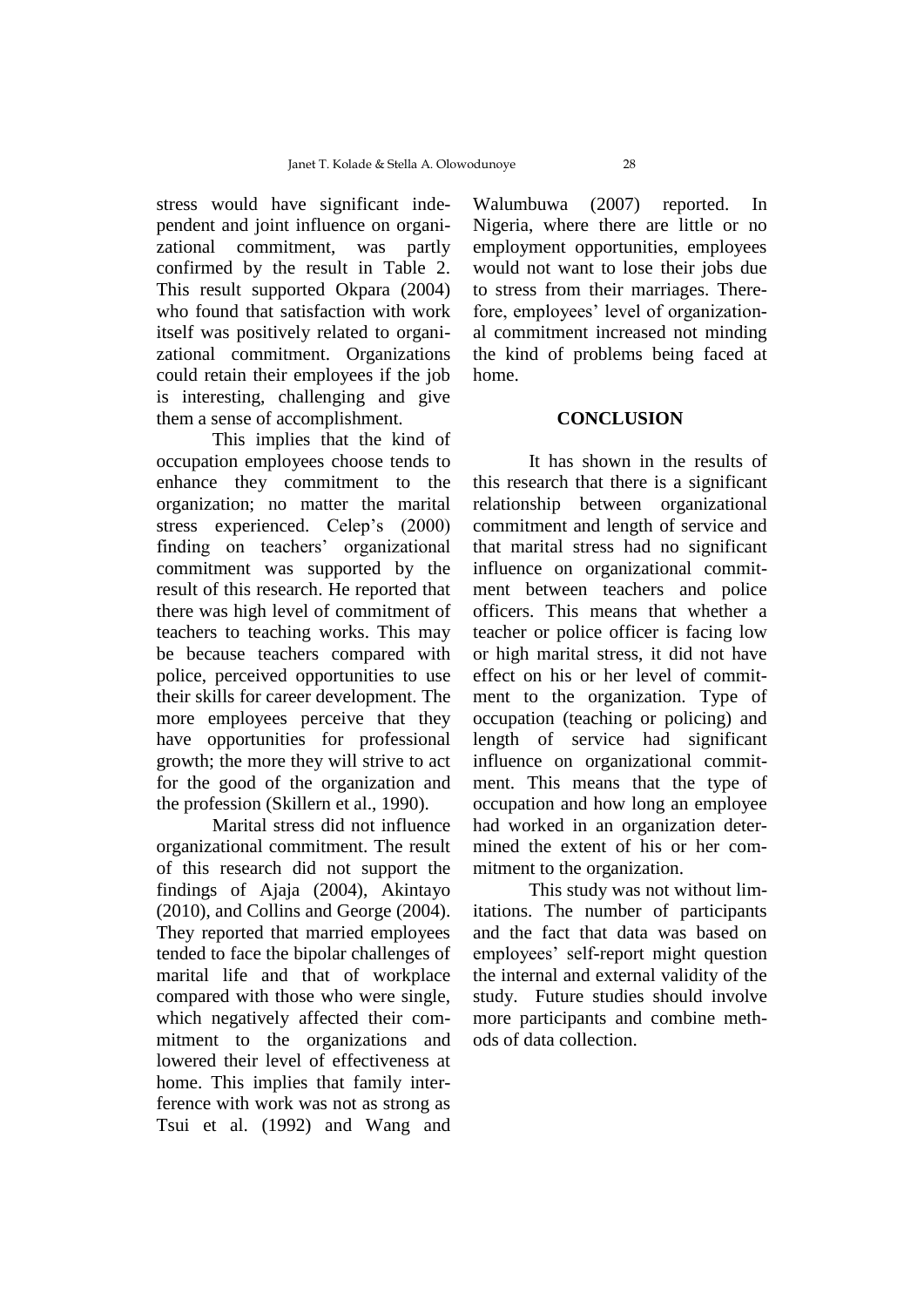stress would have significant independent and joint influence on organizational commitment, was partly confirmed by the result in Table 2. This result supported Okpara (2004) who found that satisfaction with work itself was positively related to organizational commitment. Organizations could retain their employees if the job is interesting, challenging and give them a sense of accomplishment.

This implies that the kind of occupation employees choose tends to enhance they commitment to the organization; no matter the marital stress experienced. Celep's (2000) finding on teachers' organizational commitment was supported by the result of this research. He reported that there was high level of commitment of teachers to teaching works. This may be because teachers compared with police, perceived opportunities to use their skills for career development. The more employees perceive that they have opportunities for professional growth; the more they will strive to act for the good of the organization and the profession (Skillern et al., 1990).

Marital stress did not influence organizational commitment. The result of this research did not support the findings of Ajaja (2004), Akintayo (2010), and Collins and George (2004). They reported that married employees tended to face the bipolar challenges of marital life and that of workplace compared with those who were single, which negatively affected their commitment to the organizations and lowered their level of effectiveness at home. This implies that family interference with work was not as strong as Tsui et al. (1992) and Wang and Walumbuwa (2007) reported. In Nigeria, where there are little or no employment opportunities, employees would not want to lose their jobs due to stress from their marriages. Therefore, employees' level of organizational commitment increased not minding the kind of problems being faced at home.

## CONCLUSION

It has shown in the results of this research that there is a significant relationship between organizational commitment and length of service and that marital stress had no significant influence on organizational commitment between teachers and police officers. This means that whether a teacher or police officer is facing low or high marital stress, it did not have effect on his or her level of commitment to the organization. Type of occupation (teaching or policing) and length of service had significant influence on organizational commitment. This means that the type of occupation and how long an employee had worked in an organization determined the extent of his or her commitment to the organization.

This study was not without limitations. The number of participants and the fact that data was based on employees' self-report might question the internal and external validity of the study. Future studies should involve more participants and combine methods of data collection.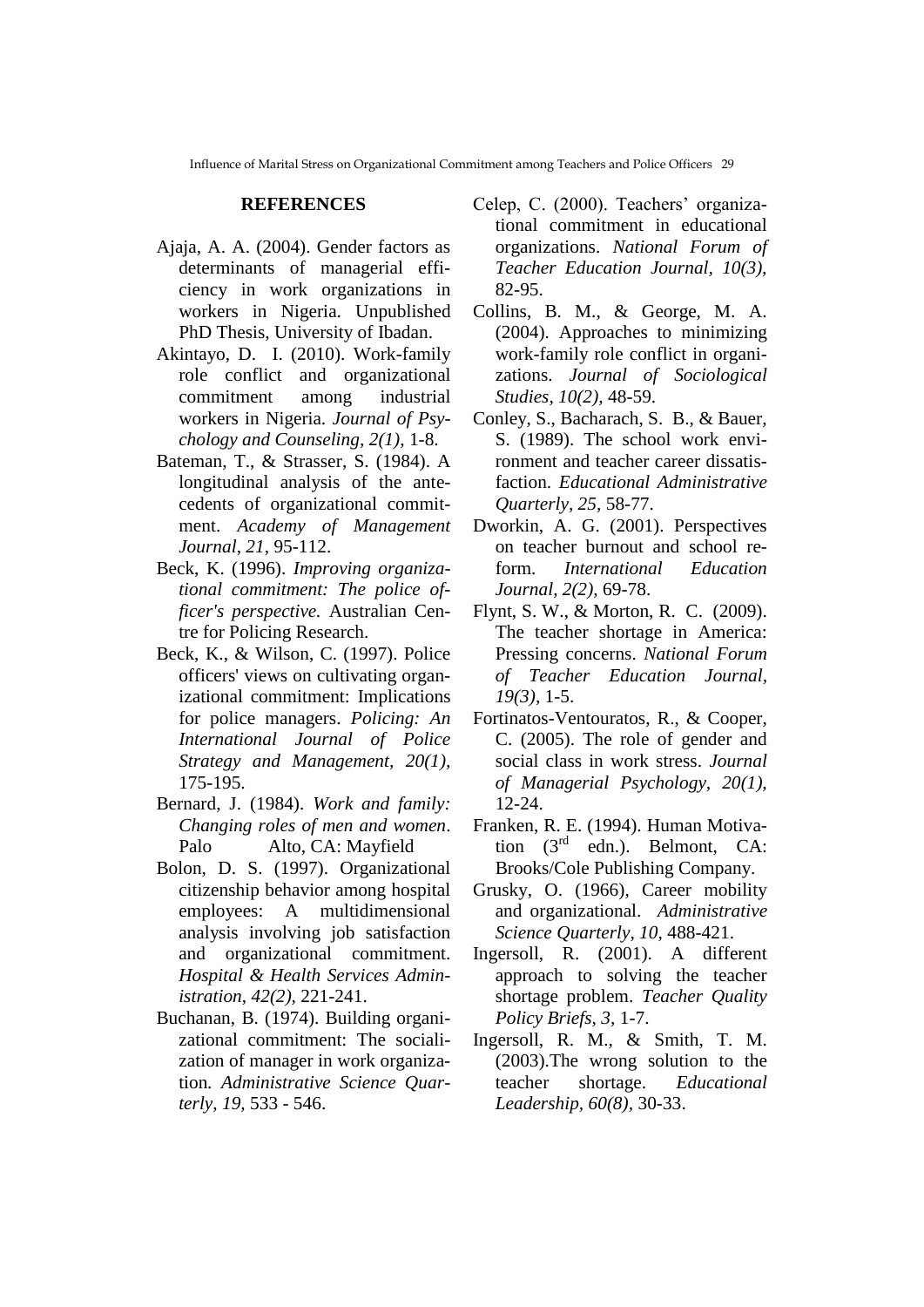## REFERENCES

Ajaja, A. A. (2004). Gender factors as determinants of managerial efficiency in work organizations in workers in Nigeria. Unpublished PhD Thesis, University of Ibadan.

Akintayo, D. I. (2010). Work-family role conflict and organizational commitment among industrial workers in Nigeria. *Journal of Psychology and Counseling, 2(1),* 1-8.

Bateman, T., & Strasser, S. (1984). A longitudinal analysis of the antecedents of organizational commitment. *Academy of Management Journal*, *21*, 95-112.

Beck, K. (1996). *Improving organizational commitment: The police officer's perspective.* Australian Centre for Policing Research.

Beck, K., & Wilson, C. (1997). Police officers' views on cultivating organizational commitment: Implications for police managers. *Policing: An International Journal of Police Strategy and Management, 20(1),* 175-195.

Bernard, J. (1984). *Work and family: Changing roles of men and women*. Palo Alto, CA: Mayfield

Bolon, D. S. (1997). Organizational citizenship behavior among hospital employees: A multidimensional analysis involving job satisfaction and organizational commitment. *Hospital & Health Services Administration, 42(2),* 221-241.

Buchanan, B. (1974). Building organizational commitment: The socialization of manager in work organization. *Administrative Science Quarterly, 19,* 533 - 546.

Celep, C. (2000). Teachers' organizational commitment in educational organizations. *National Forum of Teacher Education Journal, 10(3),* 82-95.

Collins, B. M., & George, M. A. (2004). Approaches to minimizing work-family role conflict in organizations. *Journal of Sociological Studies, 10(2),* 48-59.

Conley, S., Bacharach, S. B., & Bauer, S. (1989). The school work environment and teacher career dissatisfaction. *Educational Administrative Quarterly, 25,* 58-77.

Dworkin, A. G. (2001). Perspectives on teacher burnout and school reform. *International Education Journal, 2(2),* 69-78.

Flynt, S. W., & Morton, R. C. (2009). The teacher shortage in America: Pressing concerns. *National Forum of Teacher Education Journal, 19(3),* 1-5.

Fortinatos-Ventouratos, R., & Cooper, C. (2005). The role of gender and social class in work stress. *Journal of Managerial Psychology, 20(1),* 12-24.

Franken, R. E. (1994). Human Motivation (3rd edn.). Belmont, CA: Brooks/Cole Publishing Company.

Grusky, O. (1966), Career mobility and organizational. *Administrative Science Quarterly, 10,* 488-421.

Ingersoll, R. (2001). A different approach to solving the teacher shortage problem. *Teacher Quality Policy Briefs, 3,* 1-7.

Ingersoll, R. M., & Smith, T. M. (2003).The wrong solution to the teacher shortage. *Educational Leadership, 60(8),* 30-33.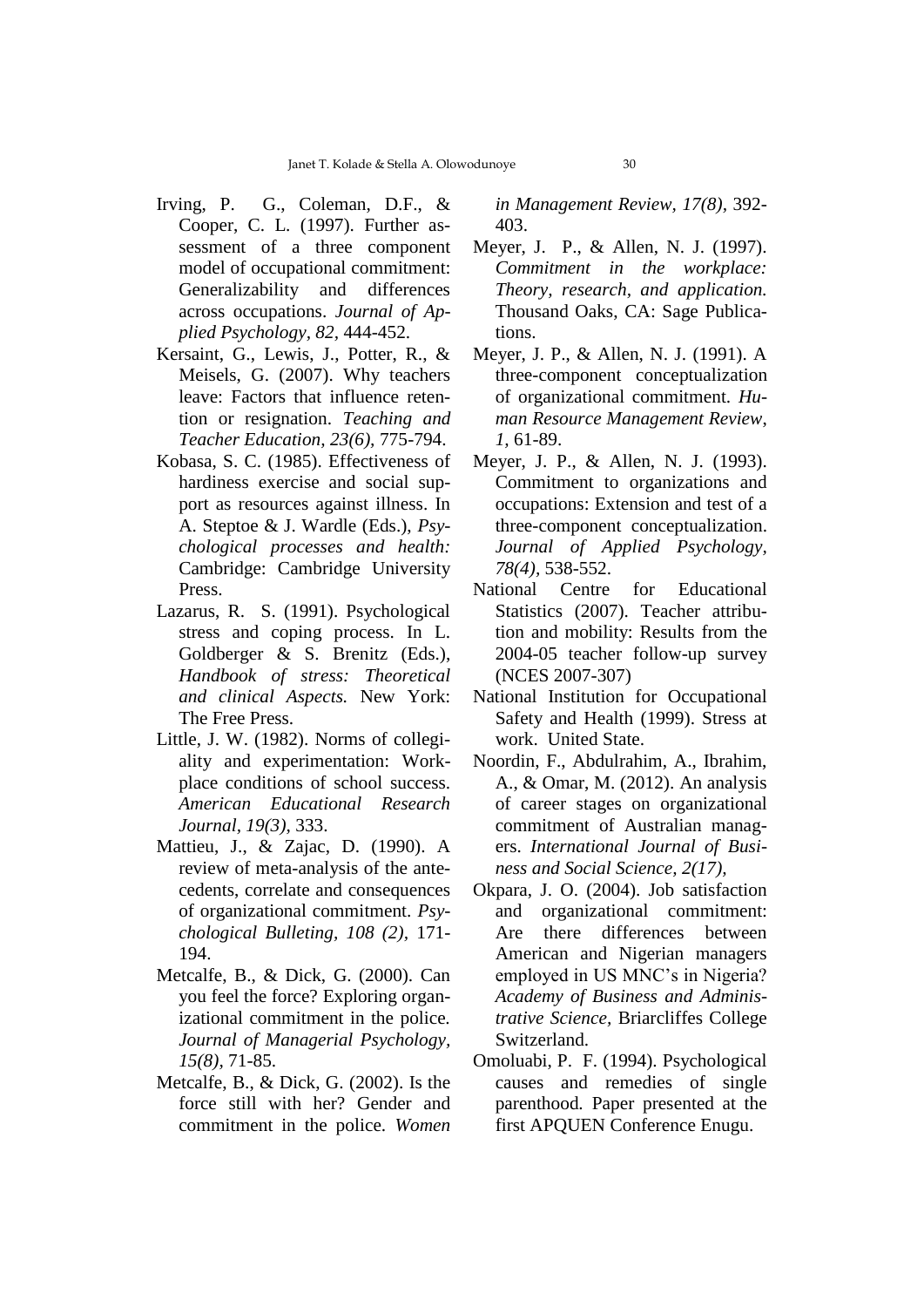Irving, P. G., Coleman, D.F., & Cooper, C. L. (1997). Further assessment of a three component model of occupational commitment: Generalizability and differences across occupations. *Journal of Applied Psychology, 82,* 444-452.

Kersaint, G., Lewis, J., Potter, R., & Meisels, G. (2007). Why teachers leave: Factors that influence retention or resignation. *Teaching and Teacher Education, 23(6),* 775-794.

Kobasa, S. C. (1985). Effectiveness of hardiness exercise and social support as resources against illness. In A. Steptoe & J. Wardle (Eds.), *Psychological processes and health:* Cambridge: Cambridge University Press.

Lazarus, R. S. (1991). Psychological stress and coping process. In L. Goldberger & S. Brenitz (Eds.), *Handbook of stress: Theoretical and clinical Aspects.* New York: The Free Press.

Little, J. W. (1982). Norms of collegiality and experimentation: Workplace conditions of school success. *American Educational Research Journal, 19(3),* 333.

Mattieu, J., & Zajac, D. (1990). A review of meta-analysis of the antecedents, correlate and consequences of organizational commitment. *Psychological Bulleting, 108 (2),* 171-194.

Metcalfe, B., & Dick, G. (2000). Can you feel the force? Exploring organizational commitment in the police. *Journal of Managerial Psychology, 15(8),* 71-85.

Metcalfe, B., & Dick, G. (2002). Is the force still with her? Gender and commitment in the police. *Women in Management Review, 17(8),* 392-403.

Meyer, J. P., & Allen, N. J. (1997). *Commitment in the workplace: Theory, research, and application.* Thousand Oaks, CA: Sage Publications.

Meyer, J. P., & Allen, N. J. (1991). A three-component conceptualization of organizational commitment. *Human Resource Management Review, 1,* 61-89.

Meyer, J. P., & Allen, N. J. (1993). Commitment to organizations and occupations: Extension and test of a three-component conceptualization. *Journal of Applied Psychology, 78(4),* 538-552.

National Centre for Educational Statistics (2007). Teacher attribution and mobility: Results from the 2004-05 teacher follow-up survey (NCES 2007-307)

National Institution for Occupational Safety and Health (1999). Stress at work. United State.

Noordin, F., Abdulrahim, A., Ibrahim, A., & Omar, M. (2012). An analysis of career stages on organizational commitment of Australian managers. *International Journal of Business and Social Science, 2(17),*

Okpara, J. O. (2004). Job satisfaction and organizational commitment: Are there differences between American and Nigerian managers employed in US MNC's in Nigeria? *Academy of Business and Administrative Science,* Briarcliffes College Switzerland.

Omoluabi, P. F. (1994). Psychological causes and remedies of single parenthood. Paper presented at the first APQUEN Conference Enugu.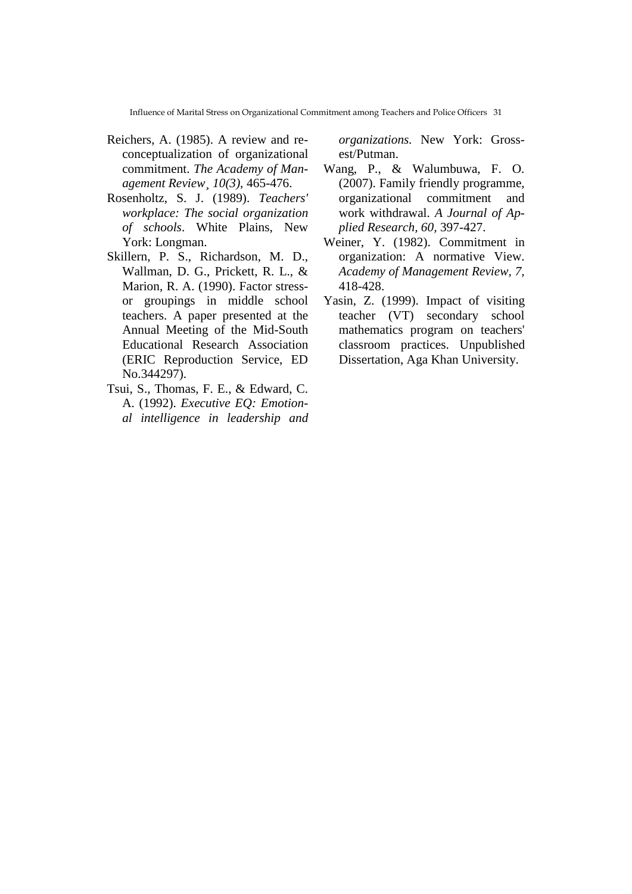Reichers, A. (1985). A review and reconceptualization of organizational commitment. *The Academy of Management Review¸ 10(3),* 465-476.

Rosenholtz, S. J. (1989). *Teachers' workplace: The social organization of schools*. White Plains, New York: Longman.

Skillern, P. S., Richardson, M. D., Wallman, D. G., Prickett, R. L., & Marion, R. A. (1990). Factor stressor groupings in middle school teachers. A paper presented at the Annual Meeting of the Mid-South Educational Research Association (ERIC Reproduction Service, ED No.344297).

Tsui, S., Thomas, F. E., & Edward, C. A. (1992). *Executive EQ: Emotional intelligence in leadership and organizations*. New York: Grossest/Putman.

Wang, P., & Walumbuwa, F. O. (2007). Family friendly programme, organizational commitment and work withdrawal. *A Journal of Applied Research, 60,* 397-427.

Weiner, Y. (1982). Commitment in organization: A normative View. *Academy of Management Review, 7,* 418-428.

Yasin, Z. (1999). Impact of visiting teacher (VT) secondary school mathematics program on teachers' classroom practices. Unpublished Dissertation, Aga Khan University.